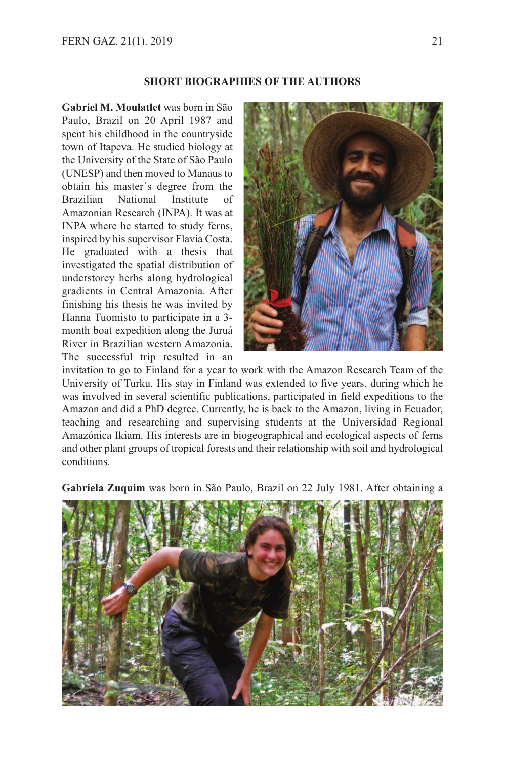## SHORT BIOGRAPHIES OF THE AUTHORS

**Gabriel M. Moulatlet** was born in São Paulo, Brazil on 20 April 1987 and spent his childhood in the countryside town of Itapeva. He studied biology at the University of the State of São Paulo (UNESP) and then moved to Manaus to obtain his master´s degree from the Brazilian National Institute of Amazonian Research (INPA). It was at INPA where he started to study ferns, inspired by his supervisor Flavia Costa. He graduated with a thesis that investigated the spatial distribution of understorey herbs along hydrological gradients in Central Amazonia. After finishing his thesis he was invited by Hanna Tuomisto to participate in a 3-month boat expedition along the Juruá River in Brazilian western Amazonia. The successful trip resulted in an invitation to go to Finland for a year to work with the Amazon Research Team of the University of Turku. His stay in Finland was extended to five years, during which he was involved in several scientific publications, participated in field expeditions to the Amazon and did a PhD degree. Currently, he is back to the Amazon, living in Ecuador, teaching and researching and supervising students at the Universidad Regional Amazónica Ikiam. His interests are in biogeographical and ecological aspects of ferns and other plant groups of tropical forests and their relationship with soil and hydrological conditions.

**Gabriela Zuquim** was born in São Paulo, Brazil on 22 July 1981. After obtaining a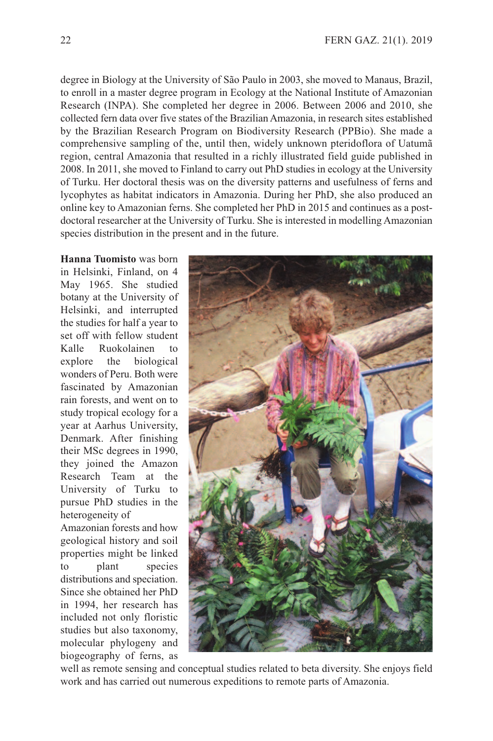degree in Biology at the University of São Paulo in 2003, she moved to Manaus, Brazil, to enroll in a master degree program in Ecology at the National Institute of Amazonian Research (INPA). She completed her degree in 2006. Between 2006 and 2010, she collected fern data over five states of the Brazilian Amazonia, in research sites established by the Brazilian Research Program on Biodiversity Research (PPBio). She made a comprehensive sampling of the, until then, widely unknown pteridoflora of Uatumã region, central Amazonia that resulted in a richly illustrated field guide published in 2008. In 2011, she moved to Finland to carry out PhD studies in ecology at the University of Turku. Her doctoral thesis was on the diversity patterns and usefulness of ferns and lycophytes as habitat indicators in Amazonia. During her PhD, she also produced an online key to Amazonian ferns. She completed her PhD in 2015 and continues as a post-doctoral researcher at the University of Turku. She is interested in modelling Amazonian species distribution in the present and in the future.

**Hanna Tuomisto** was born in Helsinki, Finland, on 4 May 1965. She studied botany at the University of Helsinki, and interrupted the studies for half a year to set off with fellow student Kalle Ruokolainen to explore the biological wonders of Peru. Both were fascinated by Amazonian rain forests, and went on to study tropical ecology for a year at Aarhus University, Denmark. After finishing their MSc degrees in 1990, they joined the Amazon Research Team at the University of Turku to pursue PhD studies in the heterogeneity of Amazonian forests and how geological history and soil properties might be linked to plant species distributions and speciation. Since she obtained her PhD in 1994, her research has included not only floristic studies but also taxonomy, molecular phylogeny and biogeography of ferns, as well as remote sensing and conceptual studies related to beta diversity. She enjoys field work and has carried out numerous expeditions to remote parts of Amazonia.